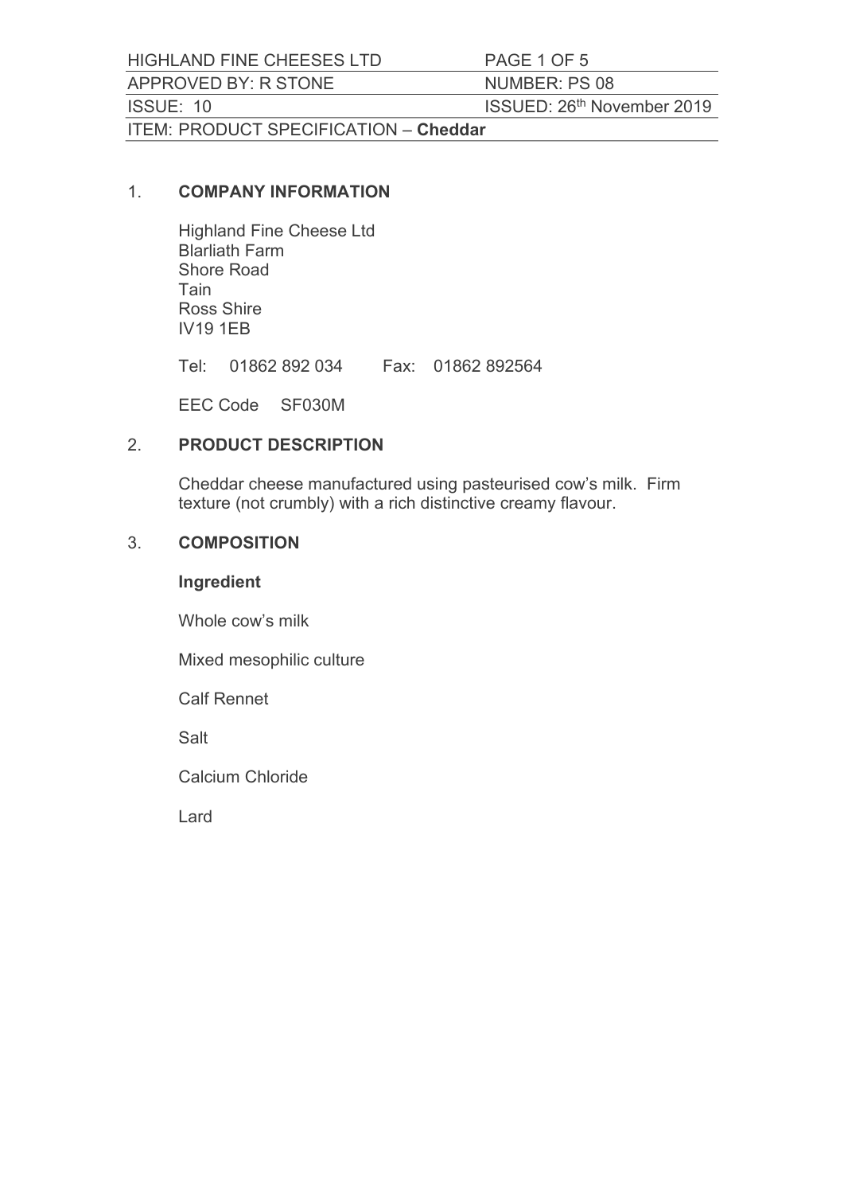| HIGHLAND FINE CHEESES LTD | PAGE 1 OF 5 |
| --- | --- |
| APPROVED BY: R STONE | NUMBER: PS 08 |
| ISSUE: 10 | ISSUED: 26th November 2019 |
| ITEM: PRODUCT SPECIFICATION – **Cheddar** | |

## 1. COMPANY INFORMATION

Highland Fine Cheese Ltd
Blarliath Farm
Shore Road
Tain
Ross Shire
IV19 1EB

Tel: 01862 892 034 Fax: 01862 892564

EEC Code SF030M

## 2. PRODUCT DESCRIPTION

Cheddar cheese manufactured using pasteurised cow's milk. Firm texture (not crumbly) with a rich distinctive creamy flavour.

## 3. COMPOSITION

**Ingredient**

Whole cow's milk

Mixed mesophilic culture

Calf Rennet

Salt

Calcium Chloride

Lard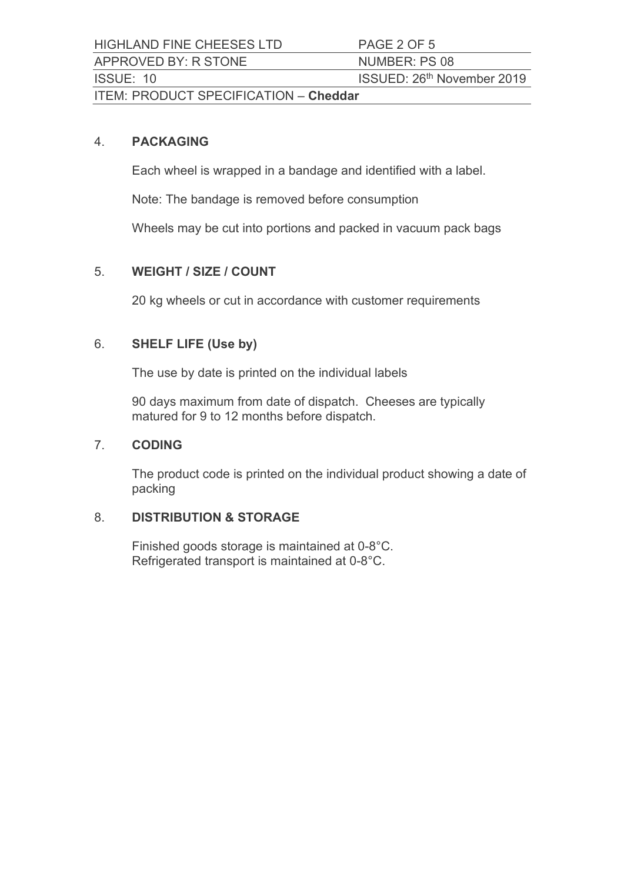## 4. PACKAGING

Each wheel is wrapped in a bandage and identified with a label.

Note: The bandage is removed before consumption

Wheels may be cut into portions and packed in vacuum pack bags

## 5. WEIGHT / SIZE / COUNT

20 kg wheels or cut in accordance with customer requirements

## 6. SHELF LIFE (Use by)

The use by date is printed on the individual labels

90 days maximum from date of dispatch. Cheeses are typically matured for 9 to 12 months before dispatch.

## 7. CODING

The product code is printed on the individual product showing a date of packing

## 8. DISTRIBUTION & STORAGE

Finished goods storage is maintained at 0-8°C.
Refrigerated transport is maintained at 0-8°C.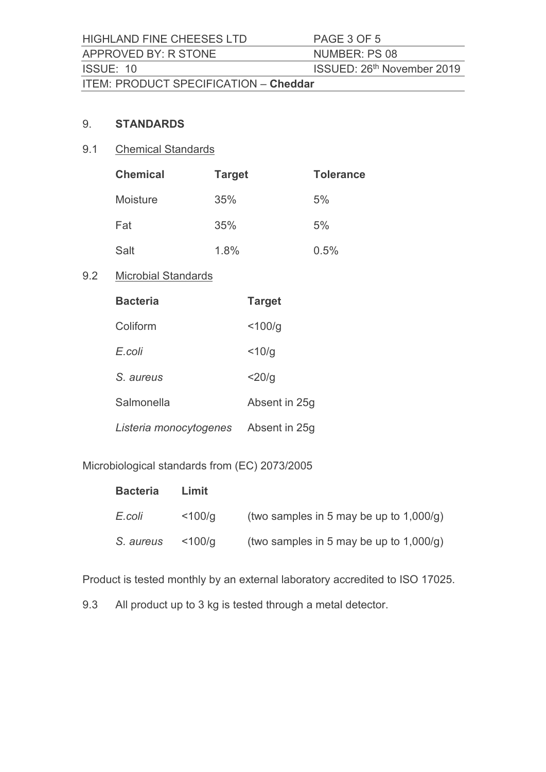## 9. STANDARDS

### 9.1 Chemical Standards

| Chemical | Target | Tolerance |
|---|---|---|
| Moisture | 35% | 5% |
| Fat | 35% | 5% |
| Salt | 1.8% | 0.5% |

### 9.2 Microbial Standards

| Bacteria | Target |
|---|---|
| Coliform | <100/g |
| *E.coli* | <10/g |
| *S. aureus* | <20/g |
| Salmonella | Absent in 25g |
| *Listeria monocytogenes* | Absent in 25g |

Microbiological standards from (EC) 2073/2005

| Bacteria | Limit | |
|---|---|---|
| *E.coli* | <100/g | (two samples in 5 may be up to 1,000/g) |
| *S. aureus* | <100/g | (two samples in 5 may be up to 1,000/g) |

Product is tested monthly by an external laboratory accredited to ISO 17025.

9.3 All product up to 3 kg is tested through a metal detector.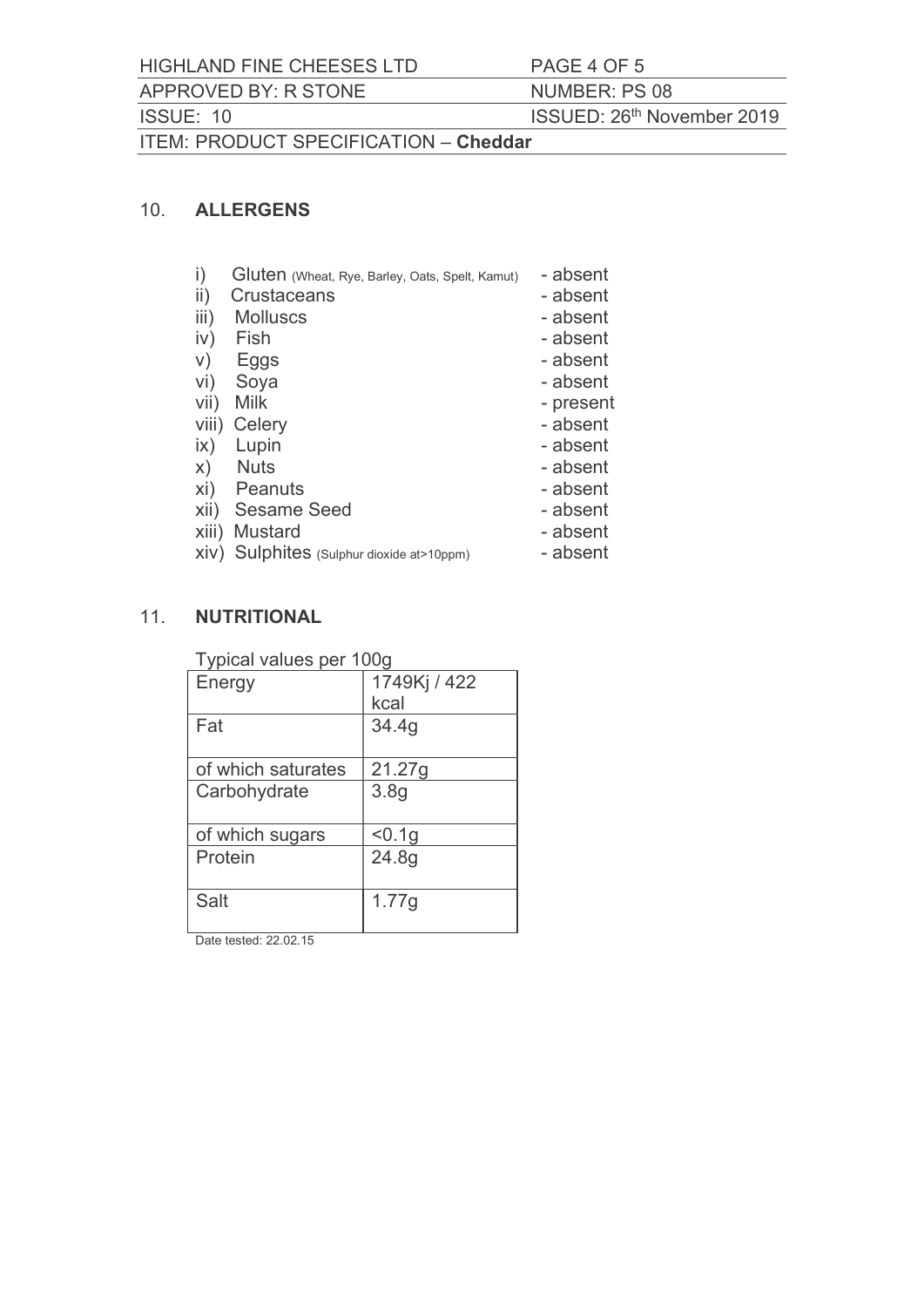## 10. ALLERGENS

i) Gluten (Wheat, Rye, Barley, Oats, Spelt, Kamut) - absent
ii) Crustaceans - absent
iii) Molluscs - absent
iv) Fish - absent
v) Eggs - absent
vi) Soya - absent
vii) Milk - present
viii) Celery - absent
ix) Lupin - absent
x) Nuts - absent
xi) Peanuts - absent
xii) Sesame Seed - absent
xiii) Mustard - absent
xiv) Sulphites (Sulphur dioxide at>10ppm) - absent

## 11. NUTRITIONAL

Typical values per 100g

| Nutrient | Value |
| --- | --- |
| Energy | 1749Kj / 422 kcal |
| Fat | 34.4g |
| of which saturates | 21.27g |
| Carbohydrate | 3.8g |
| of which sugars | <0.1g |
| Protein | 24.8g |
| Salt | 1.77g |

Date tested: 22.02.15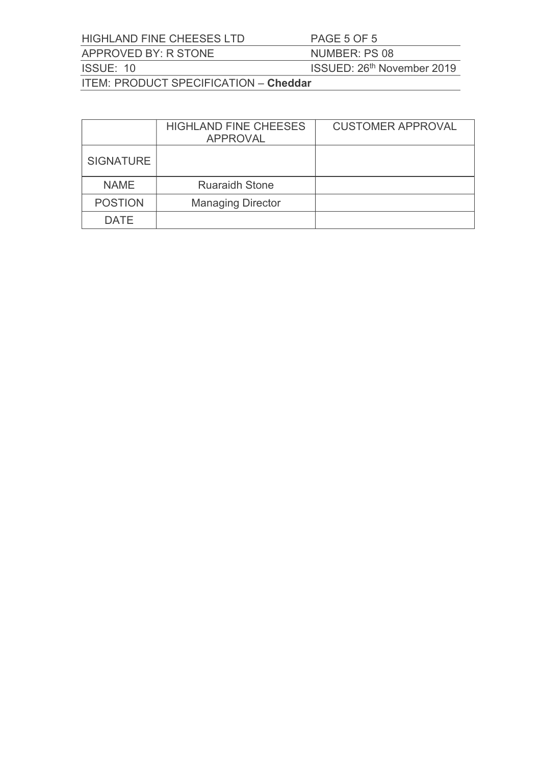| | HIGHLAND FINE CHEESES APPROVAL | CUSTOMER APPROVAL |
|---|---|---|
| SIGNATURE | | |
| NAME | Ruaraidh Stone | |
| POSTION | Managing Director | |
| DATE | | |